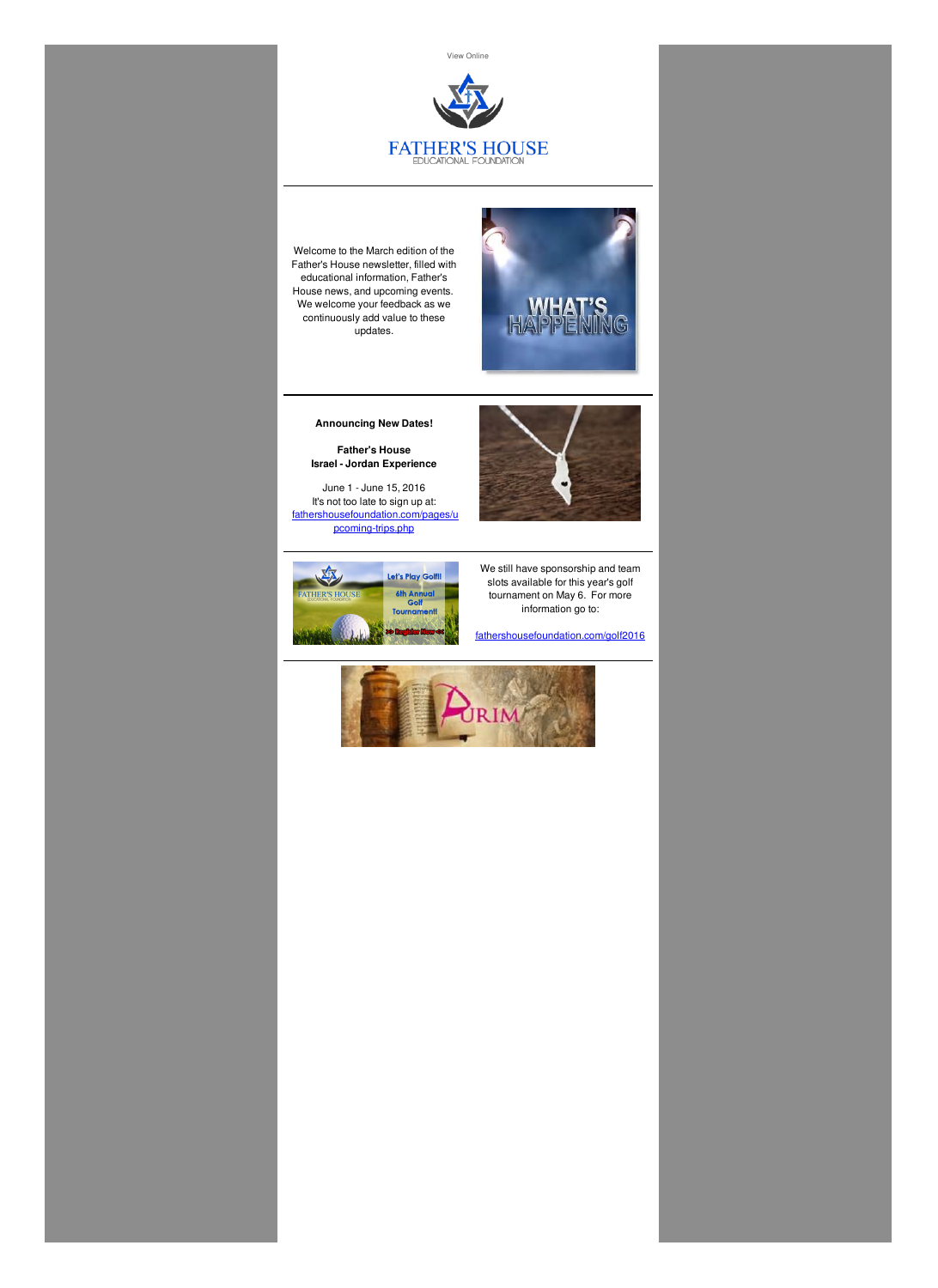View Online

FATHER'S HOUSE
EDUCATIONAL FOUNDATION

Welcome to the March edition of the Father's House newsletter, filled with educational information, Father's House news, and upcoming events. We welcome your feedback as we continuously add value to these updates.

**Announcing New Dates!**

**Father's House**
**Israel - Jordan Experience**

June 1 - June 15, 2016
It's not too late to sign up at:
fathershousefoundation.com/pages/upcoming-trips.php

We still have sponsorship and team slots available for this year's golf tournament on May 6. For more information go to:

fathershousefoundation.com/golf2016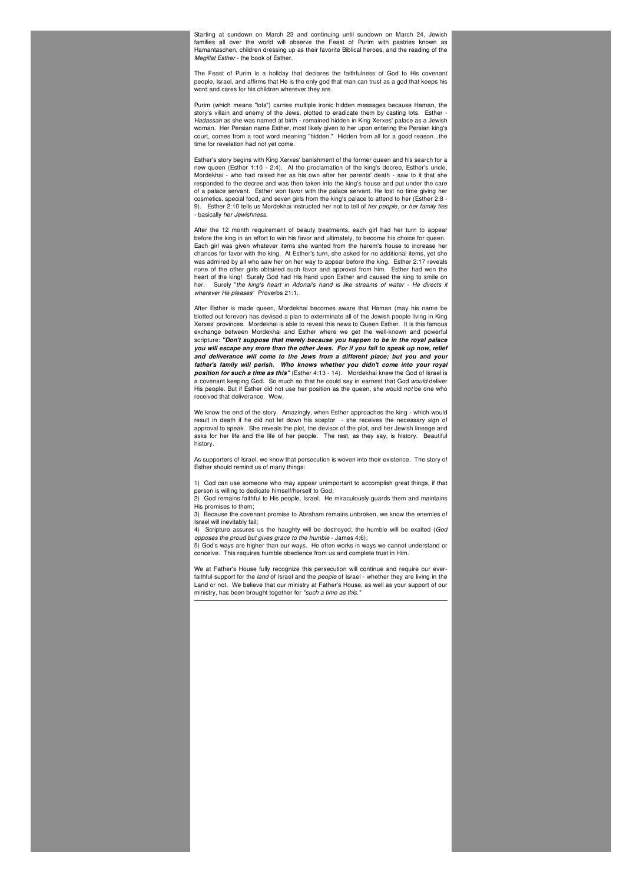Starting at sundown on March 23 and continuing until sundown on March 24, Jewish families all over the world will observe the Feast of Purim with pastries known as Hamantaschen, children dressing up as their favorite Biblical heroes, and the reading of the *Megillat Esther* - the book of Esther.

The Feast of Purim is a holiday that declares the faithfulness of God to His covenant people, Israel, and affirms that He is the only god that man can trust as a god that keeps his word and cares for his children wherever they are.

Purim (which means "lots") carries multiple ironic hidden messages because Haman, the story's villain and enemy of the Jews, plotted to eradicate them by casting lots. Esther - *Hadassah* as she was named at birth - remained hidden in King Xerxes' palace as a Jewish woman. Her Persian name Esther, most likely given to her upon entering the Persian king's court, comes from a root word meaning "hidden." Hidden from all for a good reason...the time for revelation had not yet come.

Esther's story begins with King Xerxes' banishment of the former queen and his search for a new queen (Esther 1:10 - 2:4). At the proclamation of the king's decree, Esther's uncle, Mordekhai - who had raised her as his own after her parents' death - saw to it that she responded to the decree and was then taken into the king's house and put under the care of a palace servant. Esther won favor with the palace servant. He lost no time giving her cosmetics, special food, and seven girls from the king's palace to attend to her (Esther 2:8 - 9). Esther 2:10 tells us Mordekhai instructed her not to tell of *her people*, or *her family ties* - basically *her Jewishness*.

After the 12 month requirement of beauty treatments, each girl had her turn to appear before the king in an effort to win his favor and ultimately, to become his choice for queen. Each girl was given whatever items she wanted from the harem's house to increase her chances for favor with the king. At Esther's turn, she asked for no additional items, yet she was admired by all who saw her on her way to appear before the king. Esther 2:17 reveals none of the other girls obtained such favor and approval from him. Esther had won the heart of the king! Surely God had His hand upon Esther and caused the king to smile on her. Surely "*the king's heart in Adonai's hand is like streams of water - He directs it wherever He pleases*" Proverbs 21:1.

After Esther is made queen, Mordekhai becomes aware that Haman (may his name be blotted out forever) has devised a plan to exterminate all of the Jewish people living in King Xerxes' provinces. Mordekhai is able to reveal this news to Queen Esther. It is this famous exchange between Mordekhai and Esther where we get the well-known and powerful scripture: ***"Don't suppose that merely because you happen to be in the royal palace you will escape any more than the other Jews. For if you fail to speak up now, relief and deliverance will come to the Jews from a different place; but you and your father's family will perish. Who knows whether you didn't come into your royal position for such a time as this"*** (Esther 4:13 - 14). Mordekhai knew the God of Israel is a covenant keeping God. So much so that he could say in earnest that God *would* deliver His people. But if Esther did not use her position as the queen, she would *not* be one who received that deliverance. Wow.

We know the end of the story. Amazingly, when Esther approaches the king - which would result in death if he did not let down his sceptor - she receives the necessary sign of approval to speak. She reveals the plot, the devisor of the plot, and her Jewish lineage and asks for her life and the life of her people. The rest, as they say, is history. Beautiful history.

As supporters of Israel, we know that persecution is woven into their existence. The story of Esther should remind us of many things:

1) God can use someone who may appear unimportant to accomplish great things, if that person is willing to dedicate himself/herself to God;
2) God remains faithful to His people, Israel. He miraculously guards them and maintains His promises to them;
3) Because the covenant promise to Abraham remains unbroken, we know the enemies of Israel will inevitably fail;
4) Scripture assures us the haughty will be destroyed; the humble will be exalted (*God opposes the proud but gives grace to the humble* - James 4:6);
5) God's ways are higher than our ways. He often works in ways we cannot understand or conceive. This requires humble obedience from us and complete trust in Him.

We at Father's House fully recognize this persecution will continue and require our ever-faithful support for the *land* of Israel and the *people* of Israel - whether they are living in the Land or not. We believe that our ministry at Father's House, as well as your support of our ministry, has been brought together for *"such a time as this."*

---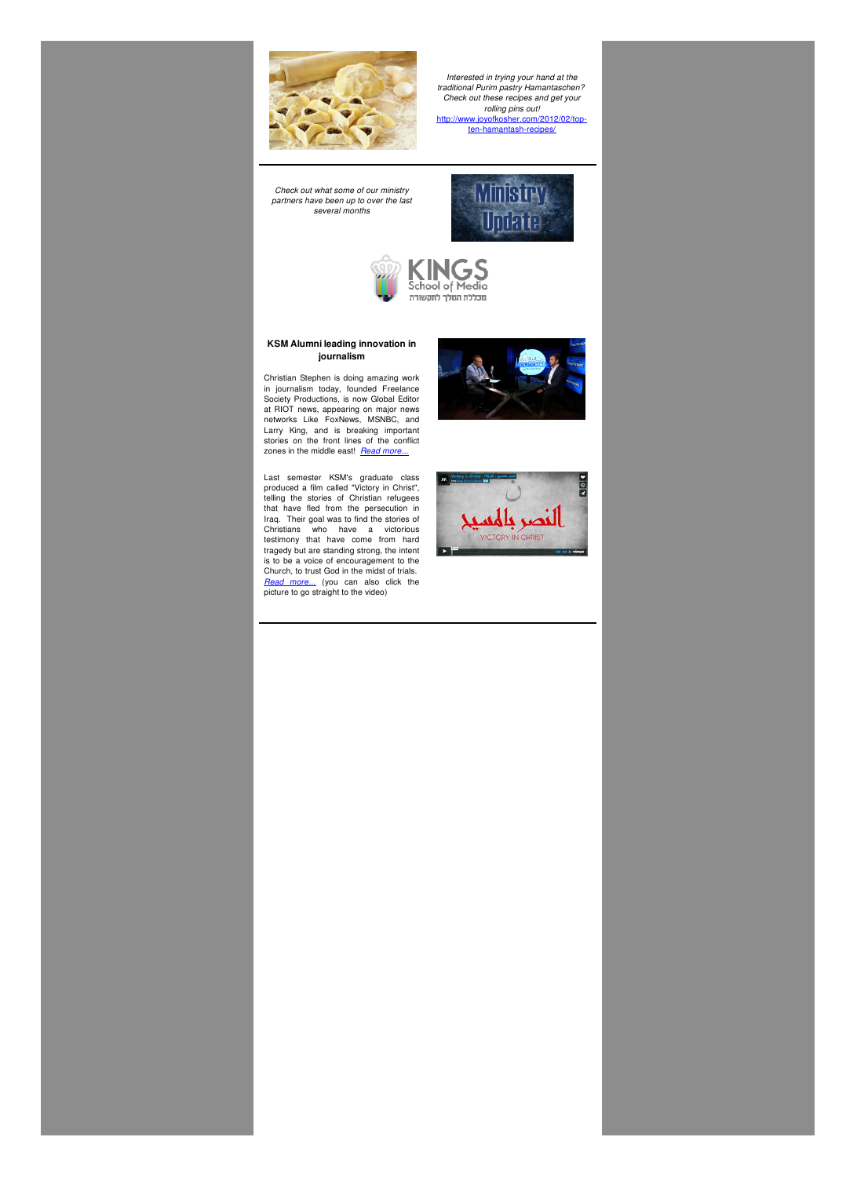*Interested in trying your hand at the traditional Purim pastry Hamantaschen? Check out these recipes and get your rolling pins out!*
http://www.joyofkosher.com/2012/02/top-ten-hamantash-recipes/

---

*Check out what some of our ministry partners have been up to over the last several months*

### KSM Alumni leading innovation in journalism

Christian Stephen is doing amazing work in journalism today, founded Freelance Society Productions, is now Global Editor at RIOT news, appearing on major news networks Like FoxNews, MSNBC, and Larry King, and is breaking important stories on the front lines of the conflict zones in the middle east! *Read more...*

Last semester KSM's graduate class produced a film called "Victory in Christ", telling the stories of Christian refugees that have fled from the persecution in Iraq. Their goal was to find the stories of Christians who have a victorious testimony that have come from hard tragedy but are standing strong, the intent is to be a voice of encouragement to the Church, to trust God in the midst of trials. *Read more...* (you can also click the picture to go straight to the video)

---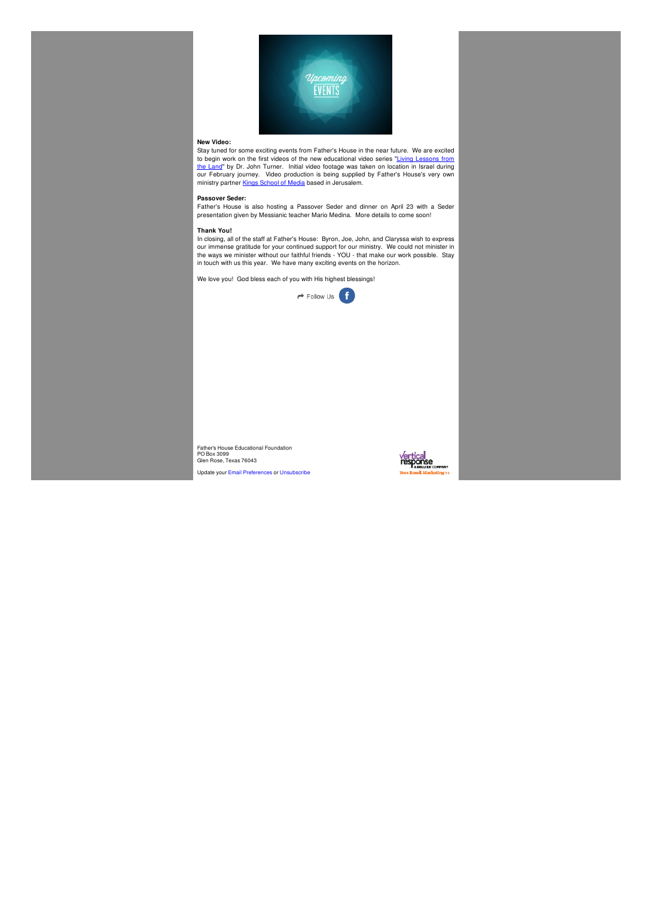**New Video:**

Stay tuned for some exciting events from Father's House in the near future. We are excited to begin work on the first videos of the new educational video series "Living Lessons from the Land" by Dr. John Turner. Initial video footage was taken on location in Israel during our February journey. Video production is being supplied by Father's House's very own ministry partner Kings School of Media based in Jerusalem.

**Passover Seder:**

Father's House is also hosting a Passover Seder and dinner on April 23 with a Seder presentation given by Messianic teacher Mario Medina. More details to come soon!

**Thank You!**

In closing, all of the staff at Father's House: Byron, Joe, John, and Claryssa wish to express our immense gratitude for your continued support for our ministry. We could not minister in the ways we minister without our faithful friends - YOU - that make our work possible. Stay in touch with us this year. We have many exciting events on the horizon.

We love you! God bless each of you with His highest blessings!

Follow Us

Father's House Educational Foundation
PO Box 3099
Glen Rose, Texas 76043

Update your Email Preferences or Unsubscribe

Free Email Marketing >>